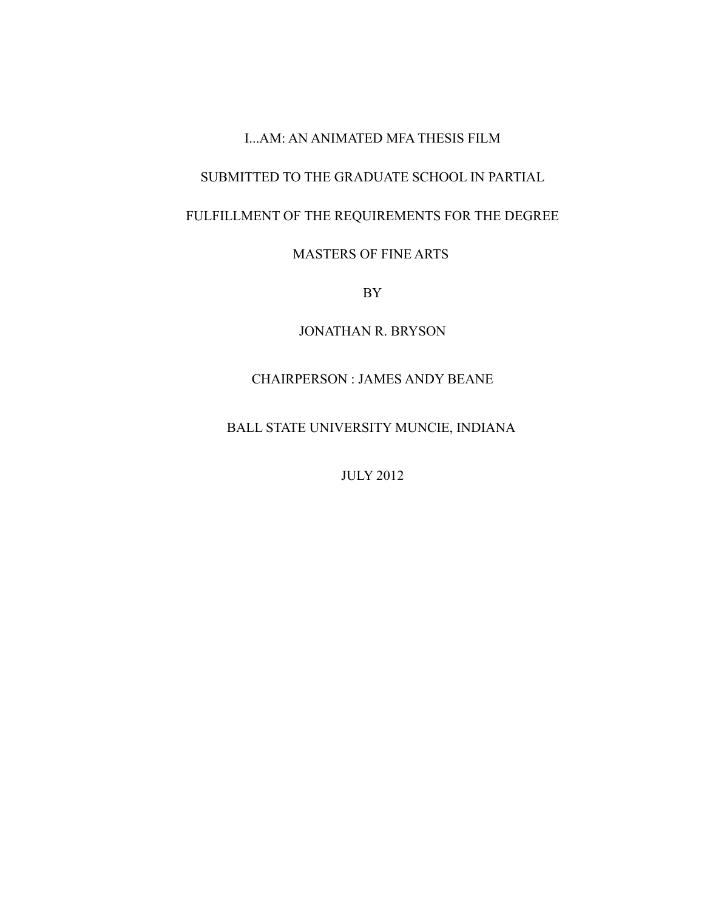# I...AM: AN ANIMATED MFA THESIS FILM

SUBMITTED TO THE GRADUATE SCHOOL IN PARTIAL

FULFILLMENT OF THE REQUIREMENTS FOR THE DEGREE

MASTERS OF FINE ARTS

BY

JONATHAN R. BRYSON

CHAIRPERSON : JAMES ANDY BEANE

BALL STATE UNIVERSITY MUNCIE, INDIANA

JULY 2012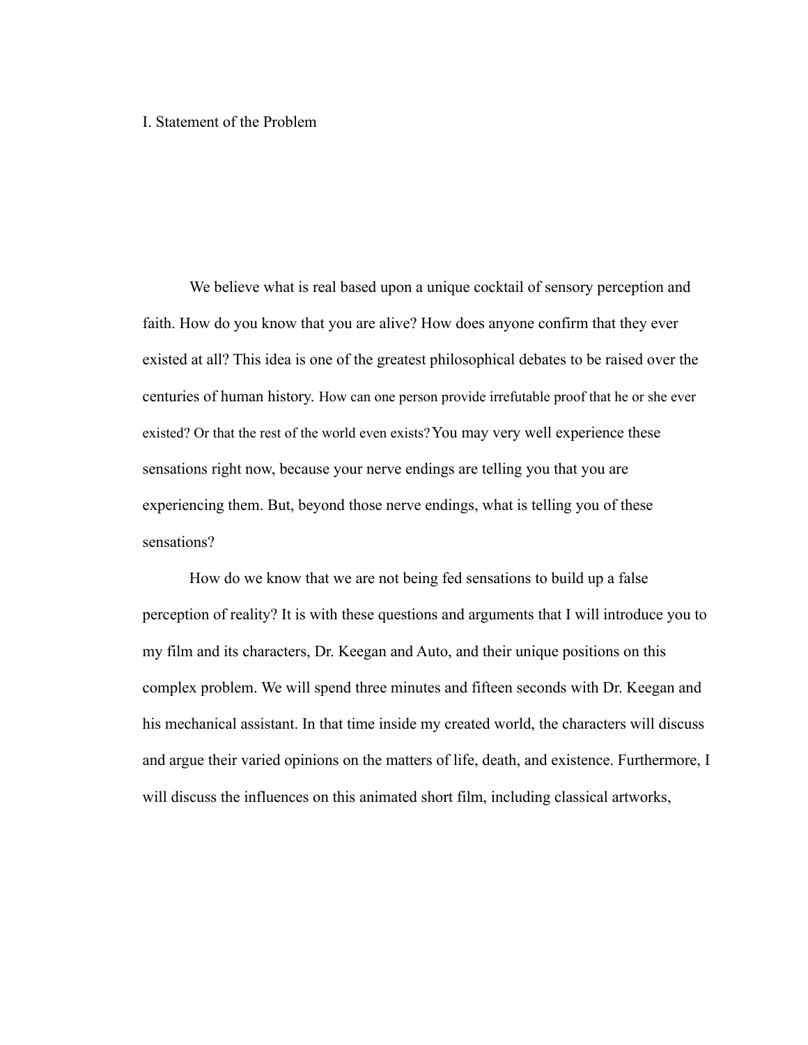I. Statement of the Problem

We believe what is real based upon a unique cocktail of sensory perception and faith. How do you know that you are alive? How does anyone confirm that they ever existed at all? This idea is one of the greatest philosophical debates to be raised over the centuries of human history. How can one person provide irrefutable proof that he or she ever existed? Or that the rest of the world even exists? You may very well experience these sensations right now, because your nerve endings are telling you that you are experiencing them. But, beyond those nerve endings, what is telling you of these sensations?

How do we know that we are not being fed sensations to build up a false perception of reality? It is with these questions and arguments that I will introduce you to my film and its characters, Dr. Keegan and Auto, and their unique positions on this complex problem. We will spend three minutes and fifteen seconds with Dr. Keegan and his mechanical assistant. In that time inside my created world, the characters will discuss and argue their varied opinions on the matters of life, death, and existence. Furthermore, I will discuss the influences on this animated short film, including classical artworks,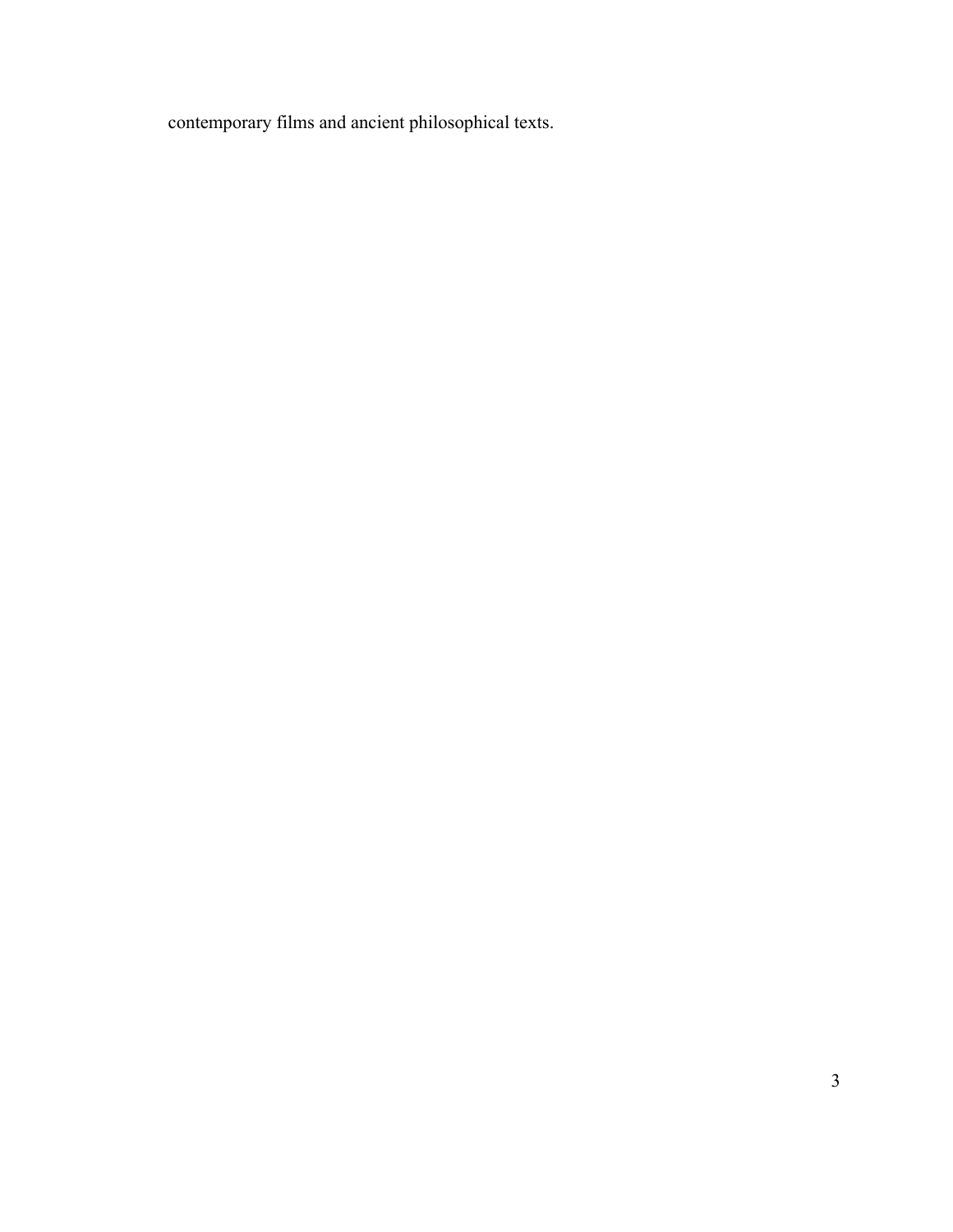contemporary films and ancient philosophical texts.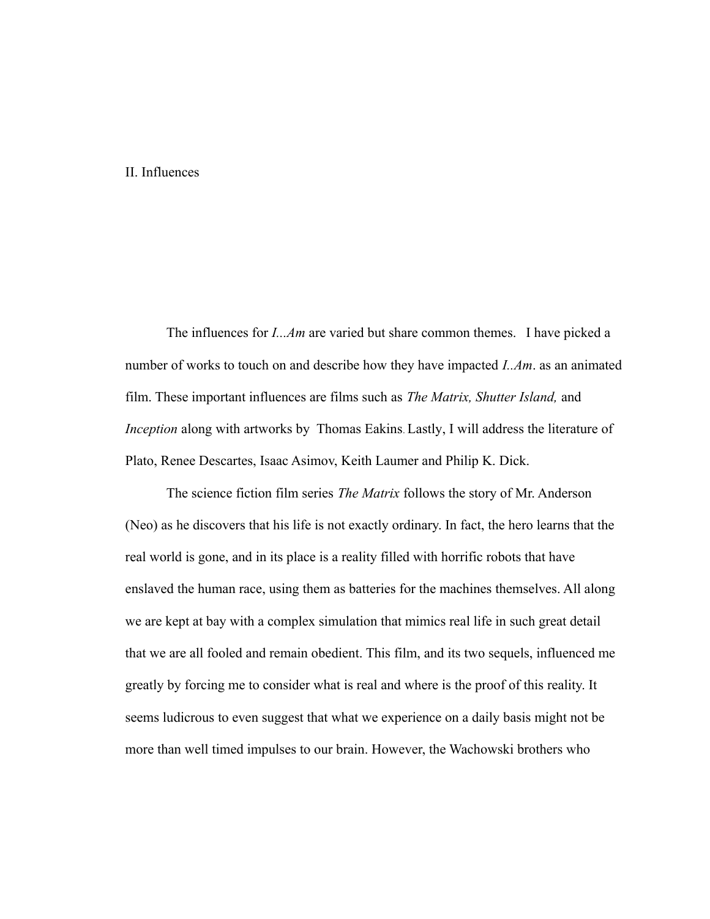## II. Influences

The influences for *I...Am* are varied but share common themes. I have picked a number of works to touch on and describe how they have impacted *I..Am*. as an animated film. These important influences are films such as *The Matrix, Shutter Island,* and *Inception* along with artworks by Thomas Eakins. Lastly, I will address the literature of Plato, Renee Descartes, Isaac Asimov, Keith Laumer and Philip K. Dick.

The science fiction film series *The Matrix* follows the story of Mr. Anderson (Neo) as he discovers that his life is not exactly ordinary. In fact, the hero learns that the real world is gone, and in its place is a reality filled with horrific robots that have enslaved the human race, using them as batteries for the machines themselves. All along we are kept at bay with a complex simulation that mimics real life in such great detail that we are all fooled and remain obedient. This film, and its two sequels, influenced me greatly by forcing me to consider what is real and where is the proof of this reality. It seems ludicrous to even suggest that what we experience on a daily basis might not be more than well timed impulses to our brain. However, the Wachowski brothers who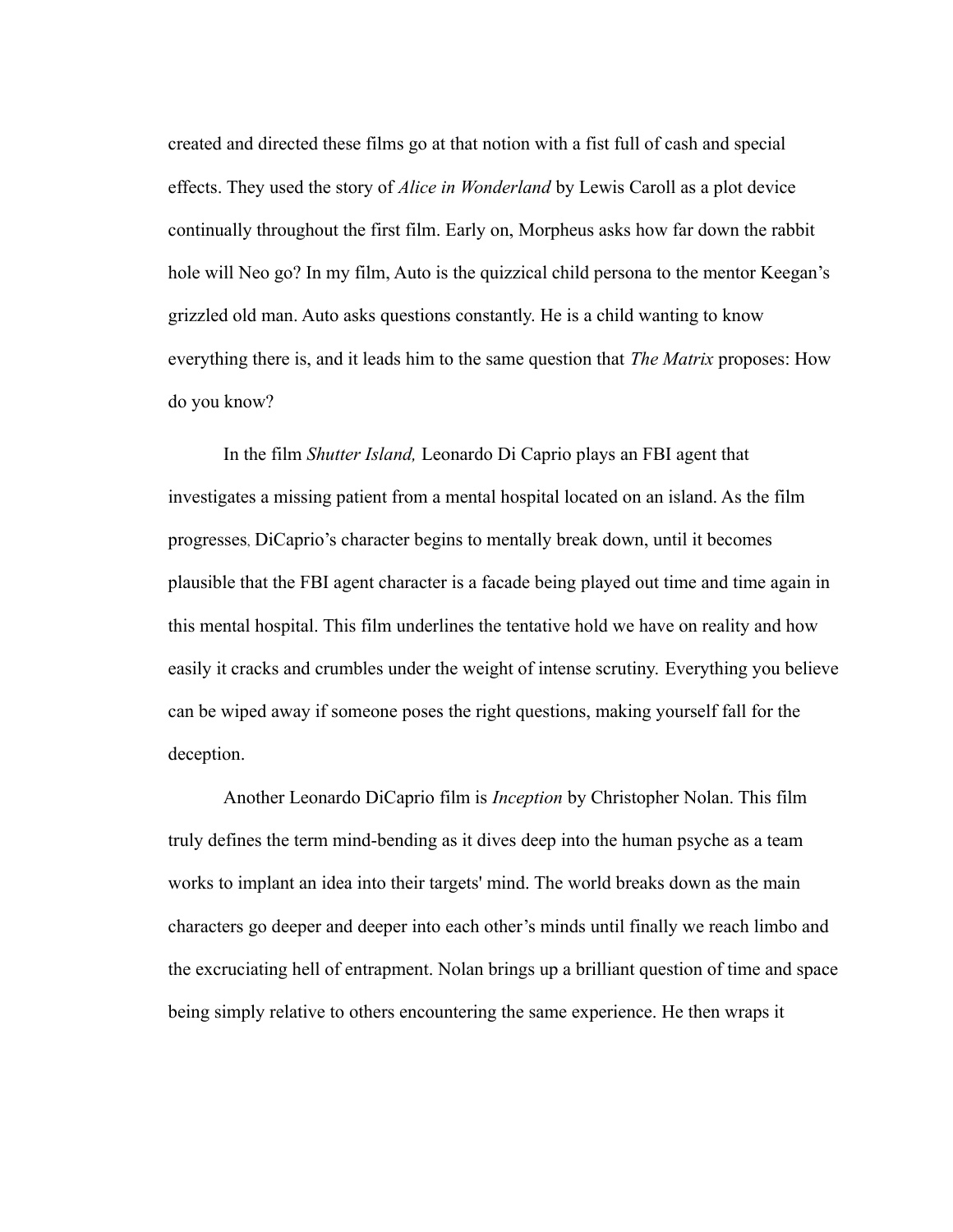created and directed these films go at that notion with a fist full of cash and special effects. They used the story of *Alice in Wonderland* by Lewis Caroll as a plot device continually throughout the first film. Early on, Morpheus asks how far down the rabbit hole will Neo go? In my film, Auto is the quizzical child persona to the mentor Keegan's grizzled old man. Auto asks questions constantly. He is a child wanting to know everything there is, and it leads him to the same question that *The Matrix* proposes: How do you know?

In the film *Shutter Island,* Leonardo Di Caprio plays an FBI agent that investigates a missing patient from a mental hospital located on an island. As the film progresses, DiCaprio's character begins to mentally break down, until it becomes plausible that the FBI agent character is a facade being played out time and time again in this mental hospital. This film underlines the tentative hold we have on reality and how easily it cracks and crumbles under the weight of intense scrutiny. Everything you believe can be wiped away if someone poses the right questions, making yourself fall for the deception.

Another Leonardo DiCaprio film is *Inception* by Christopher Nolan. This film truly defines the term mind-bending as it dives deep into the human psyche as a team works to implant an idea into their targets' mind. The world breaks down as the main characters go deeper and deeper into each other's minds until finally we reach limbo and the excruciating hell of entrapment. Nolan brings up a brilliant question of time and space being simply relative to others encountering the same experience. He then wraps it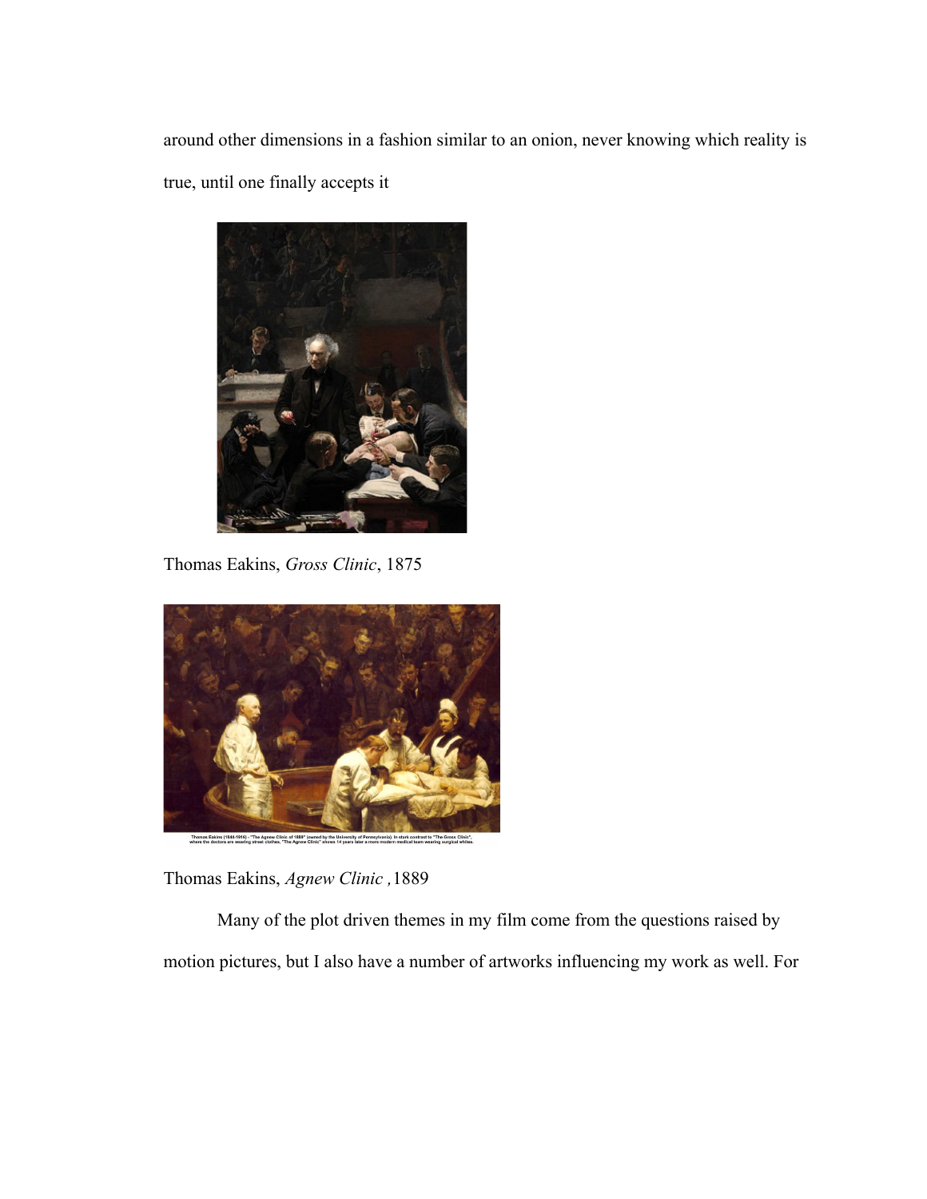around other dimensions in a fashion similar to an onion, never knowing which reality is true, until one finally accepts it

Thomas Eakins, *Gross Clinic*, 1875

Thomas Eakins (1844-1916) - "The Agnew Clinic of 1889" (owned by the University of Pennsylvania). In stark contrast to "The Gross Clinic", where the doctors are wearing street clothes, "The Agnew Clinic" shows 14 years later a more modern medical team wearing surgical whites.

Thomas Eakins, *Agnew Clinic* ,1889

Many of the plot driven themes in my film come from the questions raised by motion pictures, but I also have a number of artworks influencing my work as well. For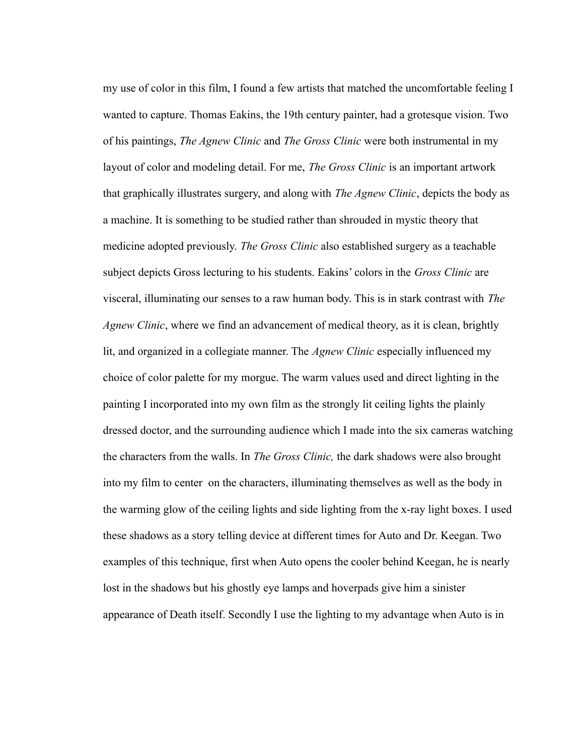my use of color in this film, I found a few artists that matched the uncomfortable feeling I wanted to capture. Thomas Eakins, the 19th century painter, had a grotesque vision. Two of his paintings, *The Agnew Clinic* and *The Gross Clinic* were both instrumental in my layout of color and modeling detail. For me, *The Gross Clinic* is an important artwork that graphically illustrates surgery, and along with *The Agnew Clinic*, depicts the body as a machine. It is something to be studied rather than shrouded in mystic theory that medicine adopted previously. *The Gross Clinic* also established surgery as a teachable subject depicts Gross lecturing to his students. Eakins' colors in the *Gross Clinic* are visceral, illuminating our senses to a raw human body. This is in stark contrast with *The Agnew Clinic*, where we find an advancement of medical theory, as it is clean, brightly lit, and organized in a collegiate manner. The *Agnew Clinic* especially influenced my choice of color palette for my morgue. The warm values used and direct lighting in the painting I incorporated into my own film as the strongly lit ceiling lights the plainly dressed doctor, and the surrounding audience which I made into the six cameras watching the characters from the walls. In *The Gross Clinic,* the dark shadows were also brought into my film to center on the characters, illuminating themselves as well as the body in the warming glow of the ceiling lights and side lighting from the x-ray light boxes. I used these shadows as a story telling device at different times for Auto and Dr. Keegan. Two examples of this technique, first when Auto opens the cooler behind Keegan, he is nearly lost in the shadows but his ghostly eye lamps and hoverpads give him a sinister appearance of Death itself. Secondly I use the lighting to my advantage when Auto is in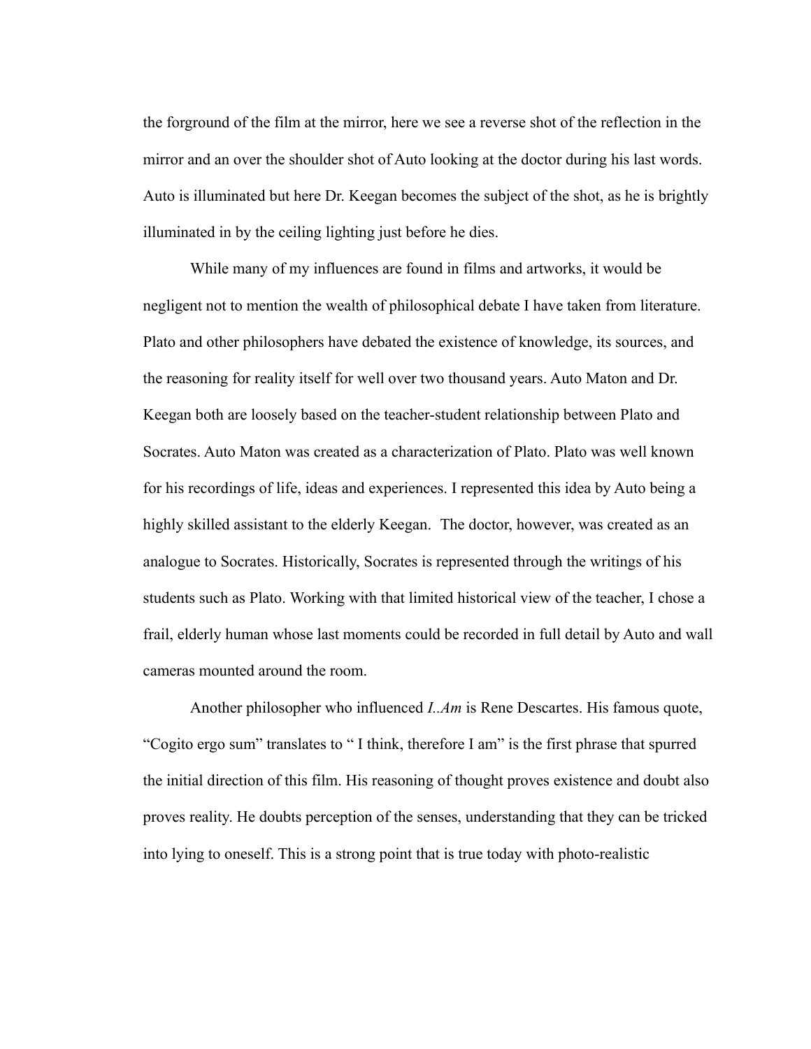the forground of the film at the mirror, here we see a reverse shot of the reflection in the mirror and an over the shoulder shot of Auto looking at the doctor during his last words. Auto is illuminated but here Dr. Keegan becomes the subject of the shot, as he is brightly illuminated in by the ceiling lighting just before he dies.

While many of my influences are found in films and artworks, it would be negligent not to mention the wealth of philosophical debate I have taken from literature. Plato and other philosophers have debated the existence of knowledge, its sources, and the reasoning for reality itself for well over two thousand years. Auto Maton and Dr. Keegan both are loosely based on the teacher-student relationship between Plato and Socrates. Auto Maton was created as a characterization of Plato. Plato was well known for his recordings of life, ideas and experiences. I represented this idea by Auto being a highly skilled assistant to the elderly Keegan. The doctor, however, was created as an analogue to Socrates. Historically, Socrates is represented through the writings of his students such as Plato. Working with that limited historical view of the teacher, I chose a frail, elderly human whose last moments could be recorded in full detail by Auto and wall cameras mounted around the room.

Another philosopher who influenced *I..Am* is Rene Descartes. His famous quote, "Cogito ergo sum" translates to " I think, therefore I am" is the first phrase that spurred the initial direction of this film. His reasoning of thought proves existence and doubt also proves reality. He doubts perception of the senses, understanding that they can be tricked into lying to oneself. This is a strong point that is true today with photo-realistic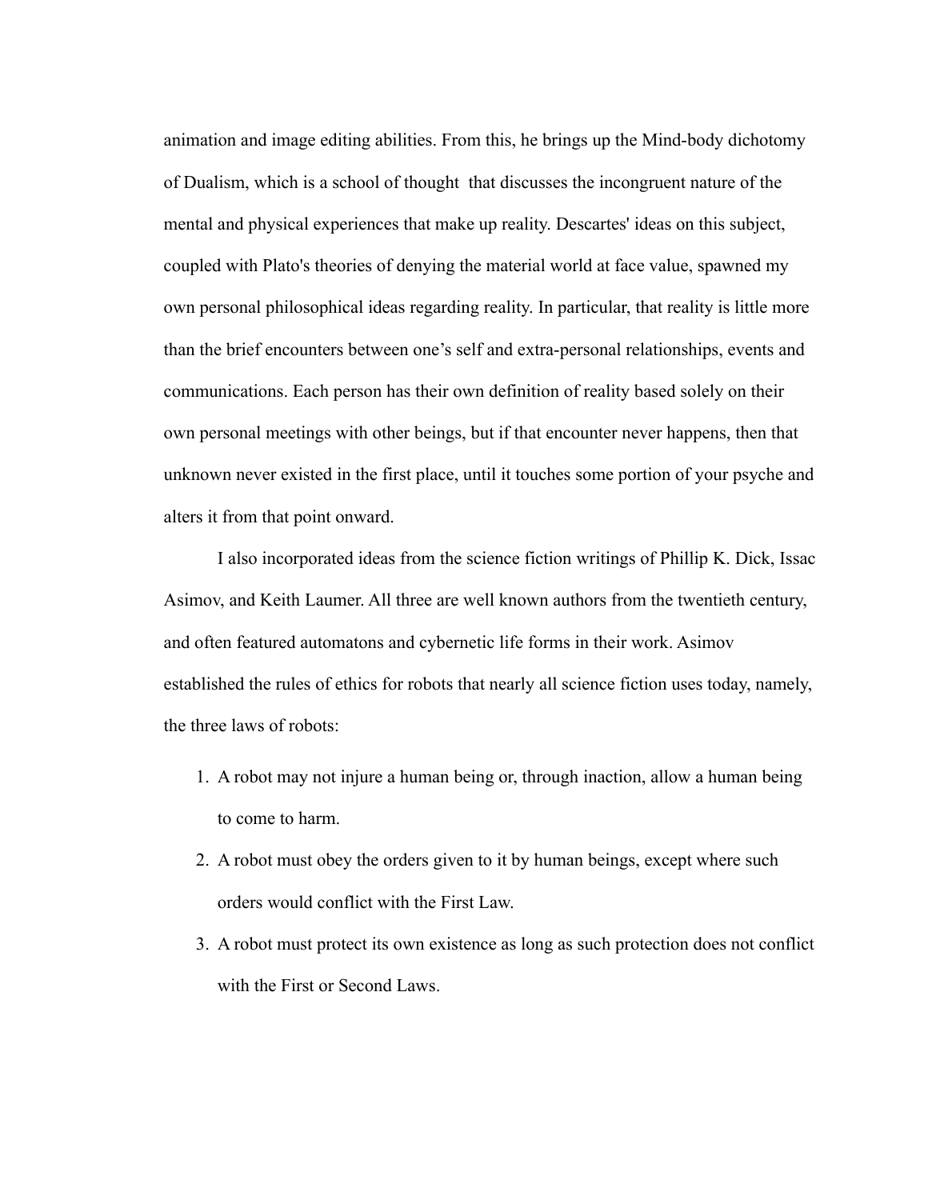animation and image editing abilities. From this, he brings up the Mind-body dichotomy of Dualism, which is a school of thought that discusses the incongruent nature of the mental and physical experiences that make up reality. Descartes' ideas on this subject, coupled with Plato's theories of denying the material world at face value, spawned my own personal philosophical ideas regarding reality. In particular, that reality is little more than the brief encounters between one's self and extra-personal relationships, events and communications. Each person has their own definition of reality based solely on their own personal meetings with other beings, but if that encounter never happens, then that unknown never existed in the first place, until it touches some portion of your psyche and alters it from that point onward.

I also incorporated ideas from the science fiction writings of Phillip K. Dick, Issac Asimov, and Keith Laumer. All three are well known authors from the twentieth century, and often featured automatons and cybernetic life forms in their work. Asimov established the rules of ethics for robots that nearly all science fiction uses today, namely, the three laws of robots:

1. A robot may not injure a human being or, through inaction, allow a human being to come to harm.
2. A robot must obey the orders given to it by human beings, except where such orders would conflict with the First Law.
3. A robot must protect its own existence as long as such protection does not conflict with the First or Second Laws.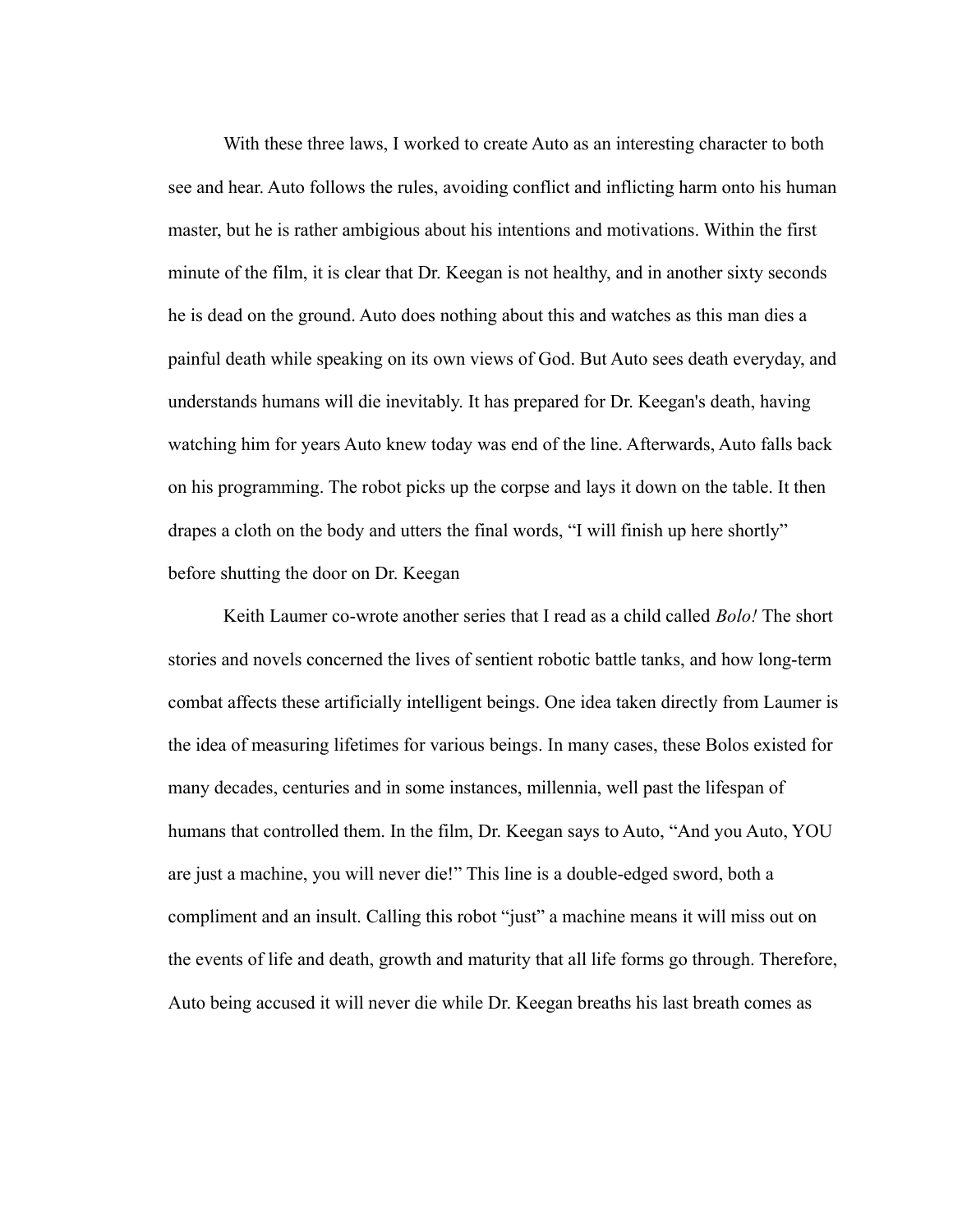With these three laws, I worked to create Auto as an interesting character to both see and hear. Auto follows the rules, avoiding conflict and inflicting harm onto his human master, but he is rather ambigious about his intentions and motivations. Within the first minute of the film, it is clear that Dr. Keegan is not healthy, and in another sixty seconds he is dead on the ground. Auto does nothing about this and watches as this man dies a painful death while speaking on its own views of God. But Auto sees death everyday, and understands humans will die inevitably. It has prepared for Dr. Keegan's death, having watching him for years Auto knew today was end of the line. Afterwards, Auto falls back on his programming. The robot picks up the corpse and lays it down on the table. It then drapes a cloth on the body and utters the final words, "I will finish up here shortly" before shutting the door on Dr. Keegan

Keith Laumer co-wrote another series that I read as a child called *Bolo!* The short stories and novels concerned the lives of sentient robotic battle tanks, and how long-term combat affects these artificially intelligent beings. One idea taken directly from Laumer is the idea of measuring lifetimes for various beings. In many cases, these Bolos existed for many decades, centuries and in some instances, millennia, well past the lifespan of humans that controlled them. In the film, Dr. Keegan says to Auto, "And you Auto, YOU are just a machine, you will never die!" This line is a double-edged sword, both a compliment and an insult. Calling this robot "just" a machine means it will miss out on the events of life and death, growth and maturity that all life forms go through. Therefore, Auto being accused it will never die while Dr. Keegan breaths his last breath comes as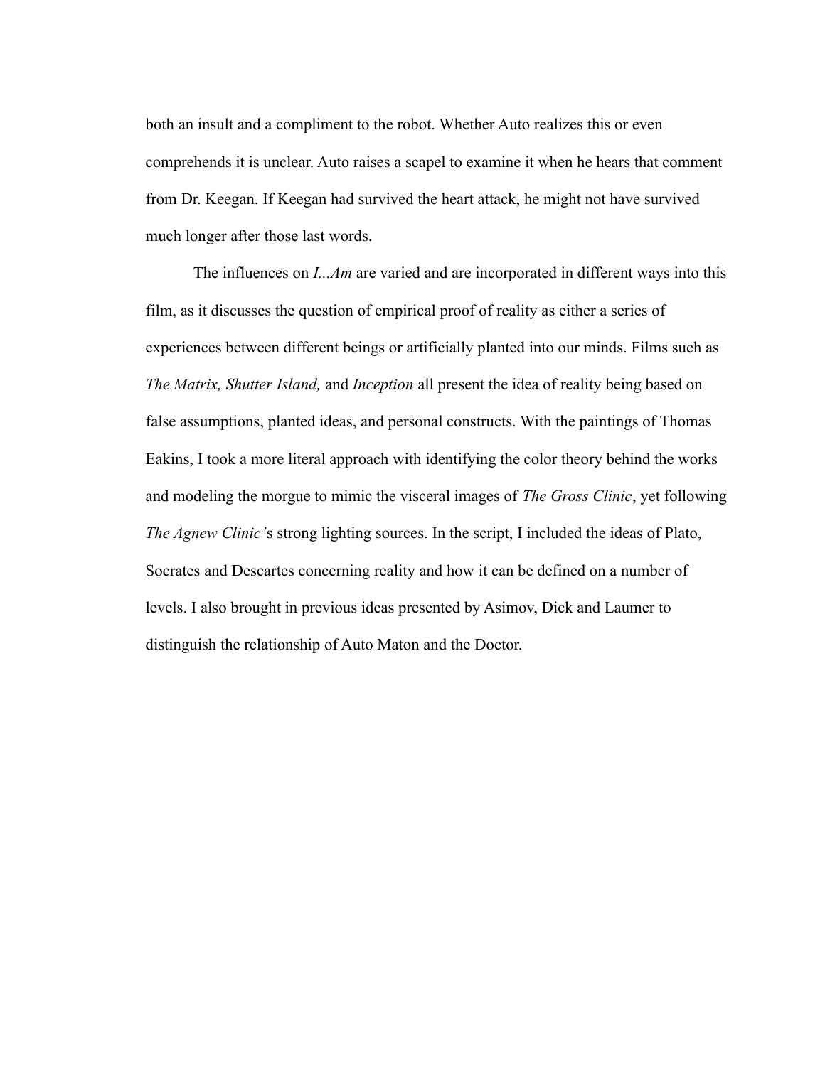both an insult and a compliment to the robot. Whether Auto realizes this or even comprehends it is unclear. Auto raises a scapel to examine it when he hears that comment from Dr. Keegan. If Keegan had survived the heart attack, he might not have survived much longer after those last words.

The influences on *I...Am* are varied and are incorporated in different ways into this film, as it discusses the question of empirical proof of reality as either a series of experiences between different beings or artificially planted into our minds. Films such as *The Matrix, Shutter Island,* and *Inception* all present the idea of reality being based on false assumptions, planted ideas, and personal constructs. With the paintings of Thomas Eakins, I took a more literal approach with identifying the color theory behind the works and modeling the morgue to mimic the visceral images of *The Gross Clinic*, yet following *The Agnew Clinic'*s strong lighting sources. In the script, I included the ideas of Plato, Socrates and Descartes concerning reality and how it can be defined on a number of levels. I also brought in previous ideas presented by Asimov, Dick and Laumer to distinguish the relationship of Auto Maton and the Doctor.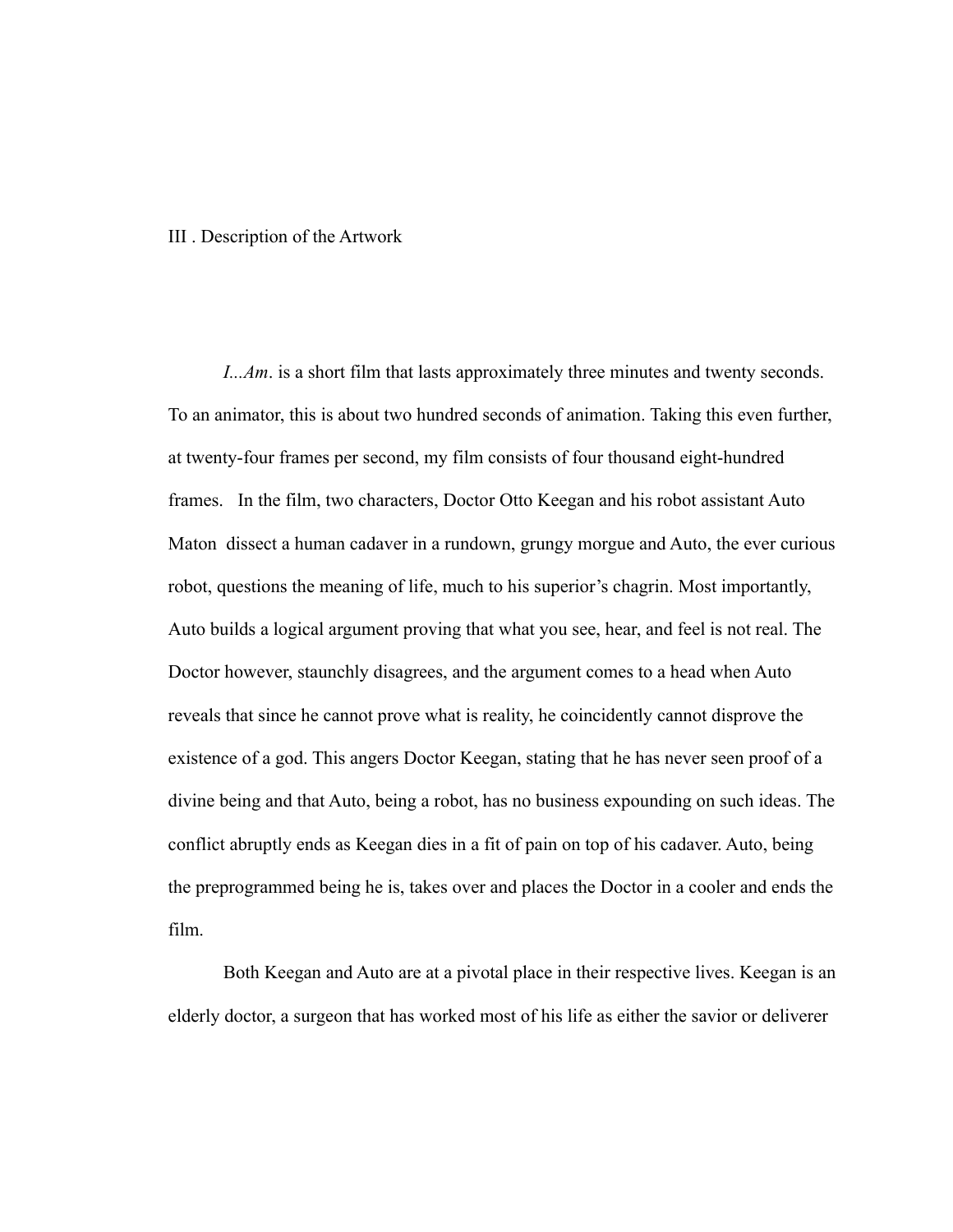## III . Description of the Artwork

*I...Am*. is a short film that lasts approximately three minutes and twenty seconds. To an animator, this is about two hundred seconds of animation. Taking this even further, at twenty-four frames per second, my film consists of four thousand eight-hundred frames. In the film, two characters, Doctor Otto Keegan and his robot assistant Auto Maton dissect a human cadaver in a rundown, grungy morgue and Auto, the ever curious robot, questions the meaning of life, much to his superior's chagrin. Most importantly, Auto builds a logical argument proving that what you see, hear, and feel is not real. The Doctor however, staunchly disagrees, and the argument comes to a head when Auto reveals that since he cannot prove what is reality, he coincidently cannot disprove the existence of a god. This angers Doctor Keegan, stating that he has never seen proof of a divine being and that Auto, being a robot, has no business expounding on such ideas. The conflict abruptly ends as Keegan dies in a fit of pain on top of his cadaver. Auto, being the preprogrammed being he is, takes over and places the Doctor in a cooler and ends the film.

Both Keegan and Auto are at a pivotal place in their respective lives. Keegan is an elderly doctor, a surgeon that has worked most of his life as either the savior or deliverer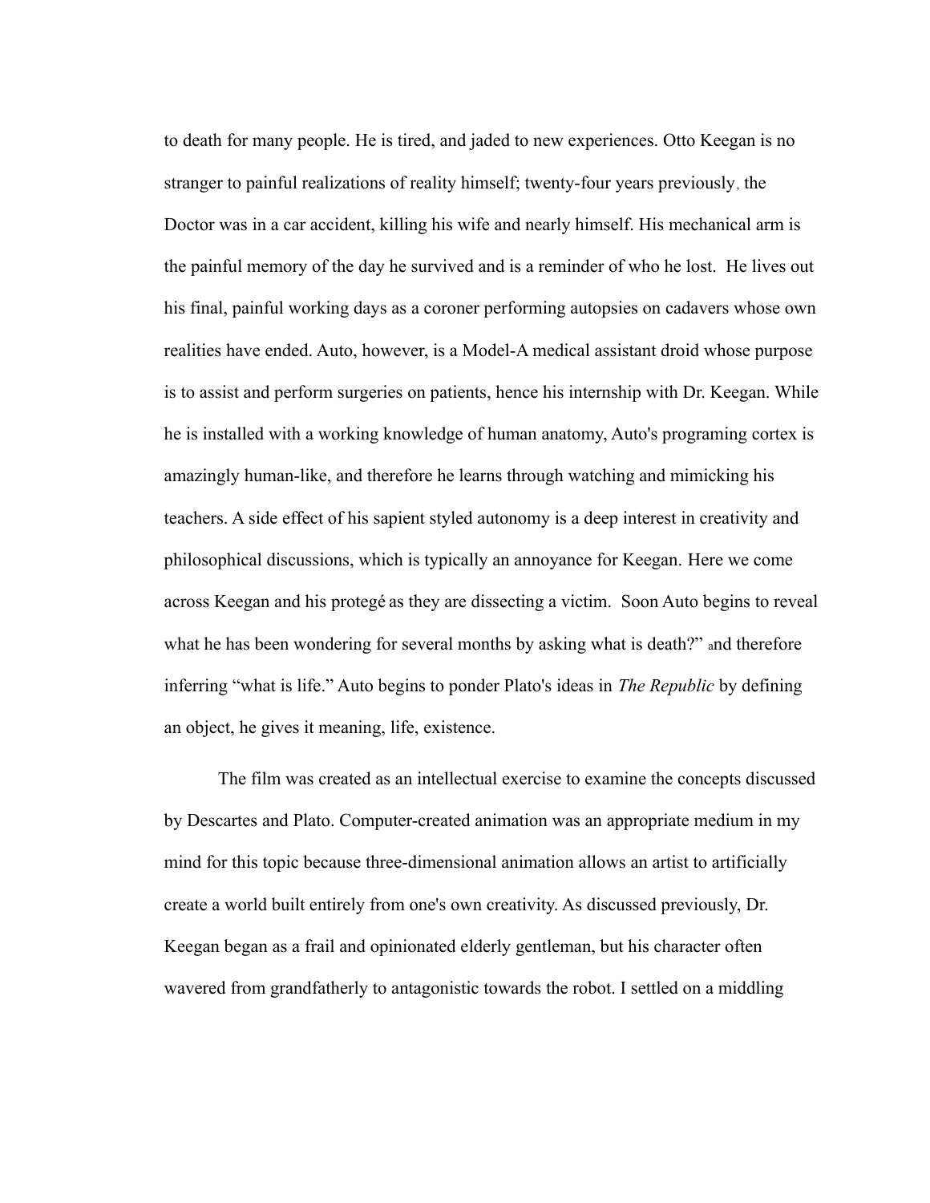to death for many people. He is tired, and jaded to new experiences. Otto Keegan is no stranger to painful realizations of reality himself; twenty-four years previously, the Doctor was in a car accident, killing his wife and nearly himself. His mechanical arm is the painful memory of the day he survived and is a reminder of who he lost. He lives out his final, painful working days as a coroner performing autopsies on cadavers whose own realities have ended. Auto, however, is a Model-A medical assistant droid whose purpose is to assist and perform surgeries on patients, hence his internship with Dr. Keegan. While he is installed with a working knowledge of human anatomy, Auto's programing cortex is amazingly human-like, and therefore he learns through watching and mimicking his teachers. A side effect of his sapient styled autonomy is a deep interest in creativity and philosophical discussions, which is typically an annoyance for Keegan. Here we come across Keegan and his protegé as they are dissecting a victim. Soon Auto begins to reveal what he has been wondering for several months by asking what is death?" and therefore inferring "what is life." Auto begins to ponder Plato's ideas in *The Republic* by defining an object, he gives it meaning, life, existence.

The film was created as an intellectual exercise to examine the concepts discussed by Descartes and Plato. Computer-created animation was an appropriate medium in my mind for this topic because three-dimensional animation allows an artist to artificially create a world built entirely from one's own creativity. As discussed previously, Dr. Keegan began as a frail and opinionated elderly gentleman, but his character often wavered from grandfatherly to antagonistic towards the robot. I settled on a middling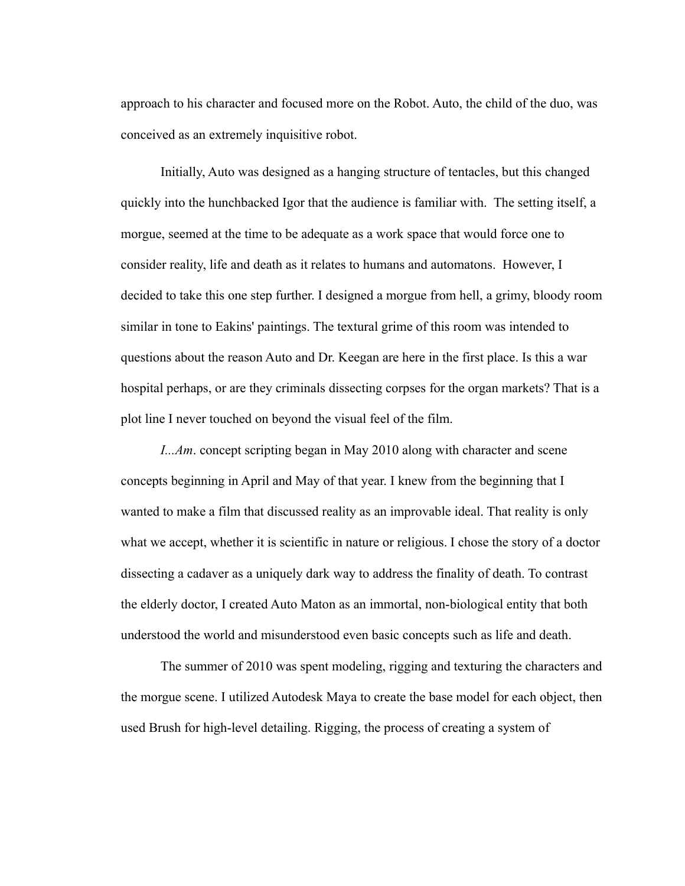approach to his character and focused more on the Robot. Auto, the child of the duo, was conceived as an extremely inquisitive robot.

Initially, Auto was designed as a hanging structure of tentacles, but this changed quickly into the hunchbacked Igor that the audience is familiar with. The setting itself, a morgue, seemed at the time to be adequate as a work space that would force one to consider reality, life and death as it relates to humans and automatons. However, I decided to take this one step further. I designed a morgue from hell, a grimy, bloody room similar in tone to Eakins' paintings. The textural grime of this room was intended to questions about the reason Auto and Dr. Keegan are here in the first place. Is this a war hospital perhaps, or are they criminals dissecting corpses for the organ markets? That is a plot line I never touched on beyond the visual feel of the film.

*I...Am*. concept scripting began in May 2010 along with character and scene concepts beginning in April and May of that year. I knew from the beginning that I wanted to make a film that discussed reality as an improvable ideal. That reality is only what we accept, whether it is scientific in nature or religious. I chose the story of a doctor dissecting a cadaver as a uniquely dark way to address the finality of death. To contrast the elderly doctor, I created Auto Maton as an immortal, non-biological entity that both understood the world and misunderstood even basic concepts such as life and death.

The summer of 2010 was spent modeling, rigging and texturing the characters and the morgue scene. I utilized Autodesk Maya to create the base model for each object, then used Brush for high-level detailing. Rigging, the process of creating a system of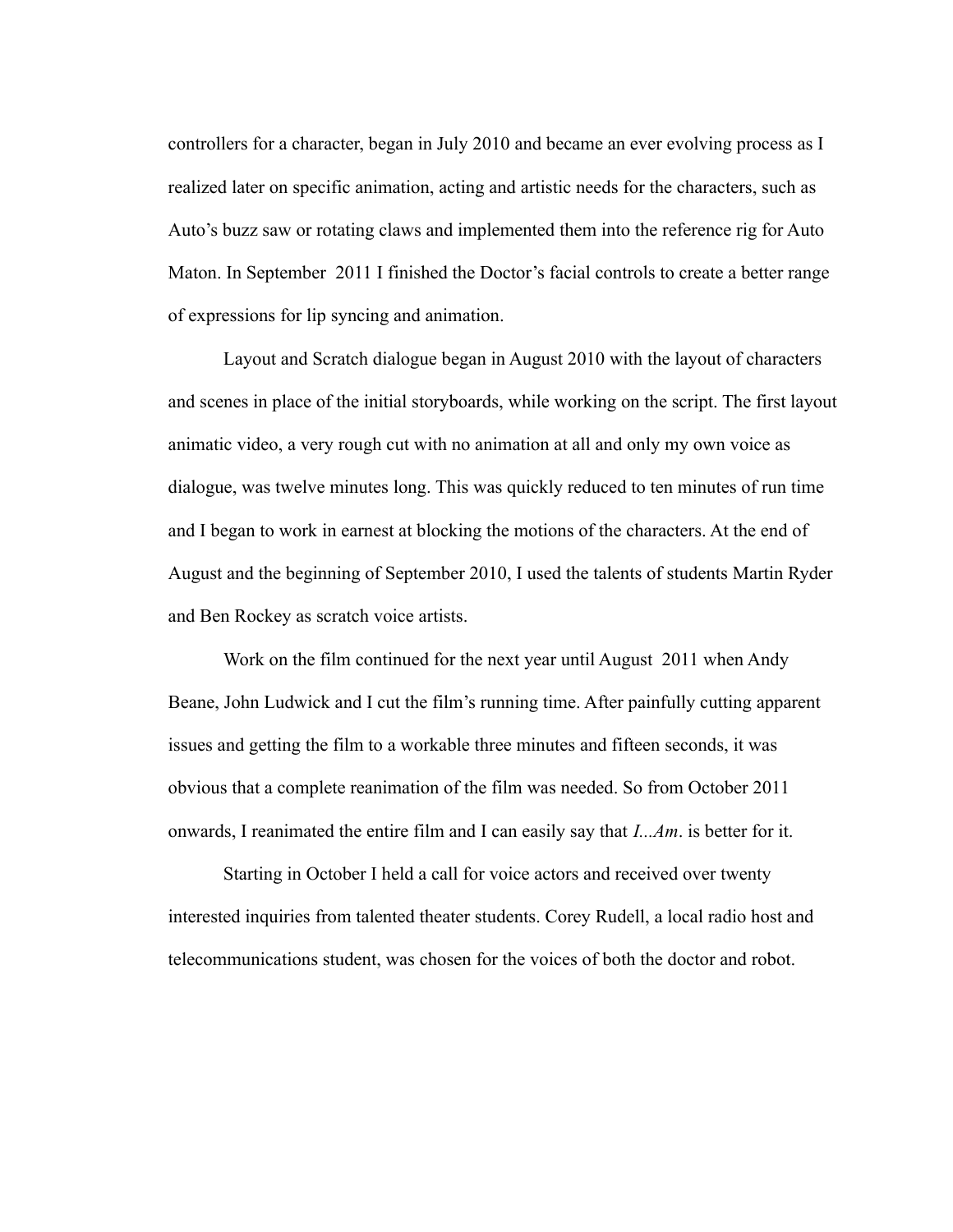controllers for a character, began in July 2010 and became an ever evolving process as I realized later on specific animation, acting and artistic needs for the characters, such as Auto's buzz saw or rotating claws and implemented them into the reference rig for Auto Maton. In September 2011 I finished the Doctor's facial controls to create a better range of expressions for lip syncing and animation.

Layout and Scratch dialogue began in August 2010 with the layout of characters and scenes in place of the initial storyboards, while working on the script. The first layout animatic video, a very rough cut with no animation at all and only my own voice as dialogue, was twelve minutes long. This was quickly reduced to ten minutes of run time and I began to work in earnest at blocking the motions of the characters. At the end of August and the beginning of September 2010, I used the talents of students Martin Ryder and Ben Rockey as scratch voice artists.

Work on the film continued for the next year until August 2011 when Andy Beane, John Ludwick and I cut the film's running time. After painfully cutting apparent issues and getting the film to a workable three minutes and fifteen seconds, it was obvious that a complete reanimation of the film was needed. So from October 2011 onwards, I reanimated the entire film and I can easily say that *I...Am*. is better for it.

Starting in October I held a call for voice actors and received over twenty interested inquiries from talented theater students. Corey Rudell, a local radio host and telecommunications student, was chosen for the voices of both the doctor and robot.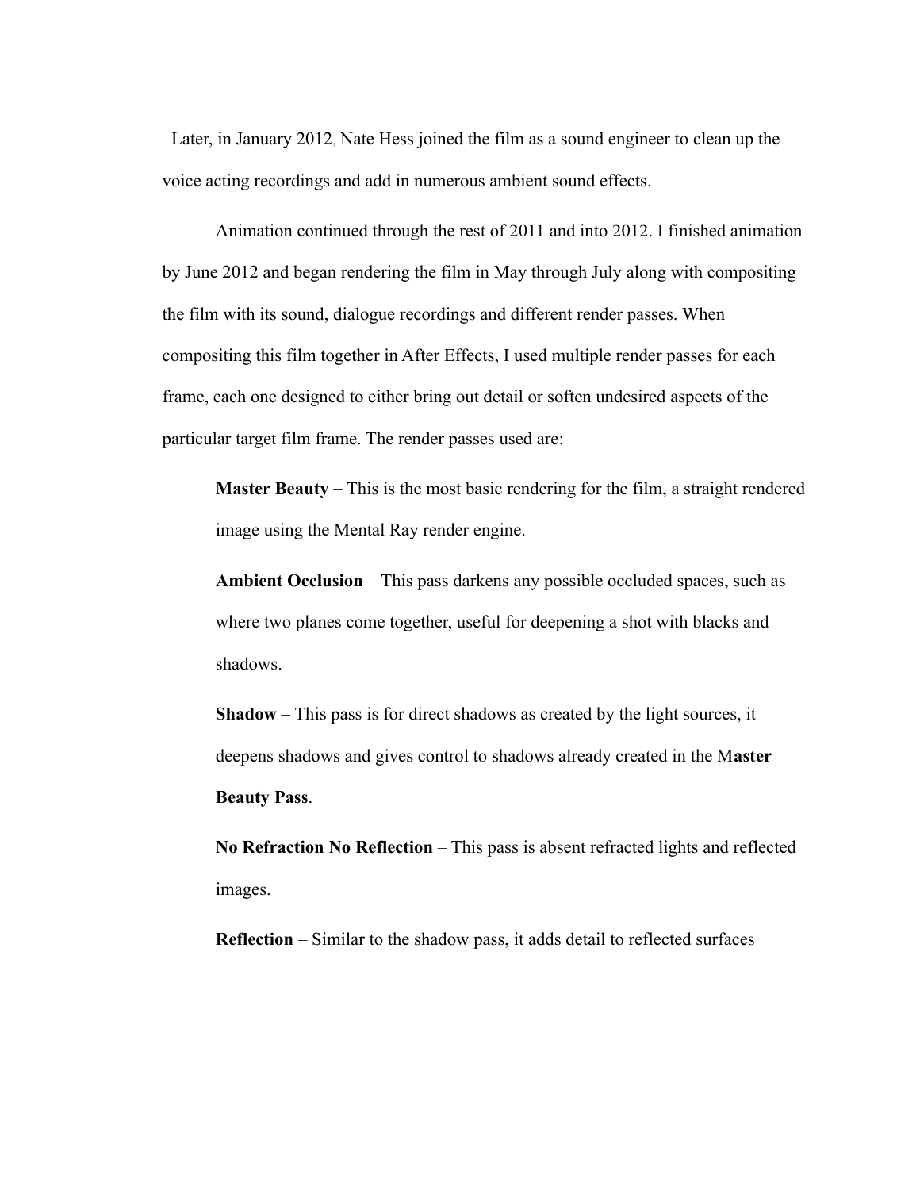Later, in January 2012, Nate Hess joined the film as a sound engineer to clean up the voice acting recordings and add in numerous ambient sound effects.

Animation continued through the rest of 2011 and into 2012. I finished animation by June 2012 and began rendering the film in May through July along with compositing the film with its sound, dialogue recordings and different render passes. When compositing this film together in After Effects, I used multiple render passes for each frame, each one designed to either bring out detail or soften undesired aspects of the particular target film frame. The render passes used are:

**Master Beauty** – This is the most basic rendering for the film, a straight rendered image using the Mental Ray render engine.

**Ambient Occlusion** – This pass darkens any possible occluded spaces, such as where two planes come together, useful for deepening a shot with blacks and shadows.

**Shadow** – This pass is for direct shadows as created by the light sources, it deepens shadows and gives control to shadows already created in the M**aster Beauty Pass**.

**No Refraction No Reflection** – This pass is absent refracted lights and reflected images.

**Reflection** – Similar to the shadow pass, it adds detail to reflected surfaces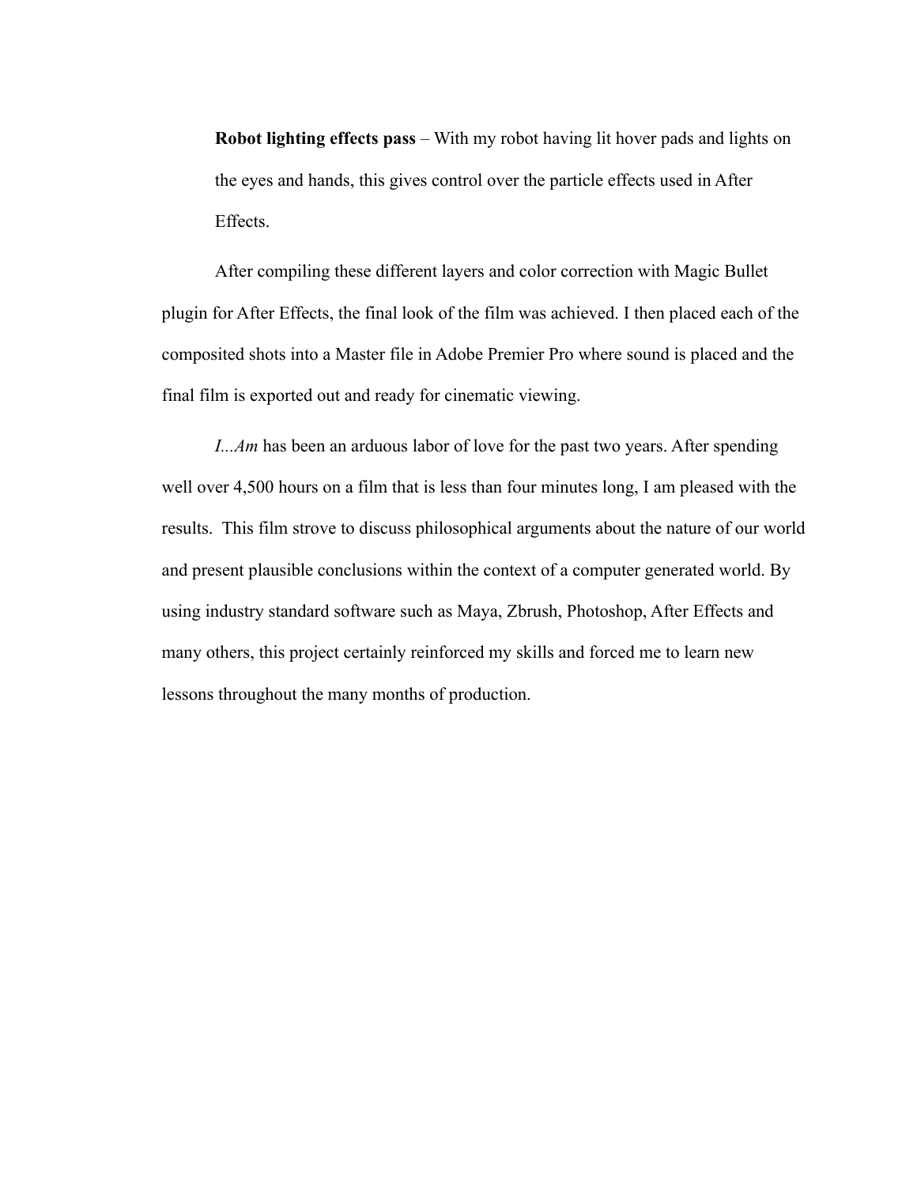**Robot lighting effects pass** – With my robot having lit hover pads and lights on the eyes and hands, this gives control over the particle effects used in After Effects.

After compiling these different layers and color correction with Magic Bullet plugin for After Effects, the final look of the film was achieved. I then placed each of the composited shots into a Master file in Adobe Premier Pro where sound is placed and the final film is exported out and ready for cinematic viewing.

*I...Am* has been an arduous labor of love for the past two years. After spending well over 4,500 hours on a film that is less than four minutes long, I am pleased with the results. This film strove to discuss philosophical arguments about the nature of our world and present plausible conclusions within the context of a computer generated world. By using industry standard software such as Maya, Zbrush, Photoshop, After Effects and many others, this project certainly reinforced my skills and forced me to learn new lessons throughout the many months of production.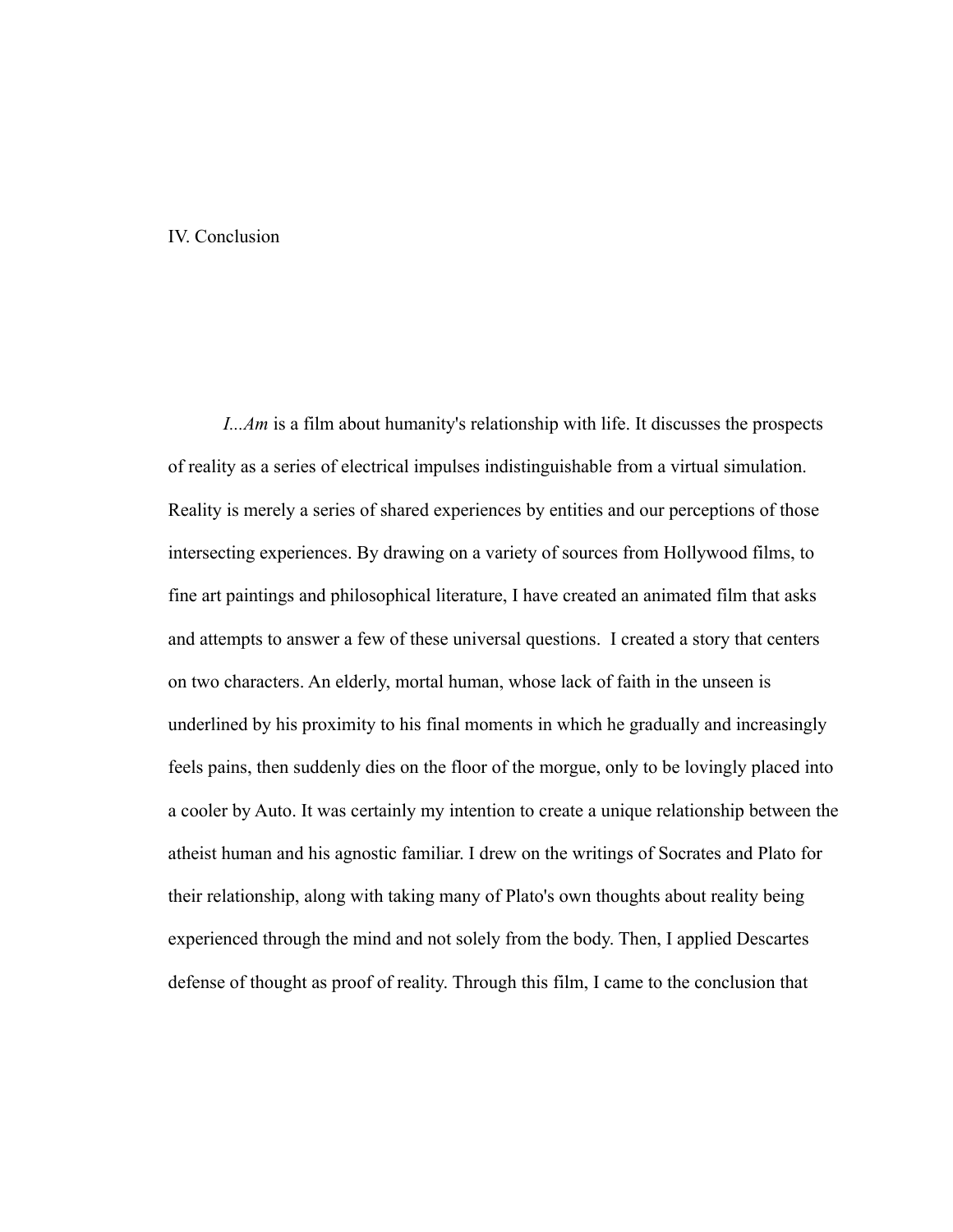# IV. Conclusion

*I...Am* is a film about humanity's relationship with life. It discusses the prospects of reality as a series of electrical impulses indistinguishable from a virtual simulation. Reality is merely a series of shared experiences by entities and our perceptions of those intersecting experiences. By drawing on a variety of sources from Hollywood films, to fine art paintings and philosophical literature, I have created an animated film that asks and attempts to answer a few of these universal questions. I created a story that centers on two characters. An elderly, mortal human, whose lack of faith in the unseen is underlined by his proximity to his final moments in which he gradually and increasingly feels pains, then suddenly dies on the floor of the morgue, only to be lovingly placed into a cooler by Auto. It was certainly my intention to create a unique relationship between the atheist human and his agnostic familiar. I drew on the writings of Socrates and Plato for their relationship, along with taking many of Plato's own thoughts about reality being experienced through the mind and not solely from the body. Then, I applied Descartes defense of thought as proof of reality. Through this film, I came to the conclusion that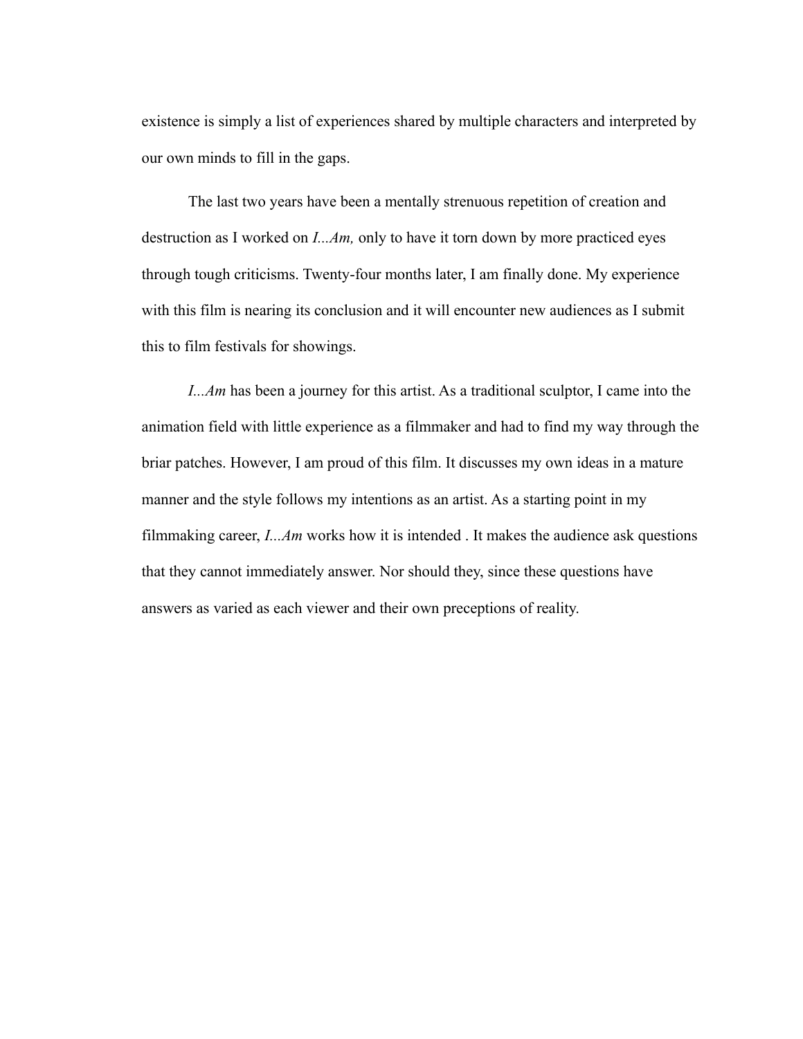existence is simply a list of experiences shared by multiple characters and interpreted by our own minds to fill in the gaps.

The last two years have been a mentally strenuous repetition of creation and destruction as I worked on *I...Am,* only to have it torn down by more practiced eyes through tough criticisms. Twenty-four months later, I am finally done. My experience with this film is nearing its conclusion and it will encounter new audiences as I submit this to film festivals for showings.

*I...Am* has been a journey for this artist. As a traditional sculptor, I came into the animation field with little experience as a filmmaker and had to find my way through the briar patches. However, I am proud of this film. It discusses my own ideas in a mature manner and the style follows my intentions as an artist. As a starting point in my filmmaking career, *I...Am* works how it is intended . It makes the audience ask questions that they cannot immediately answer. Nor should they, since these questions have answers as varied as each viewer and their own preceptions of reality.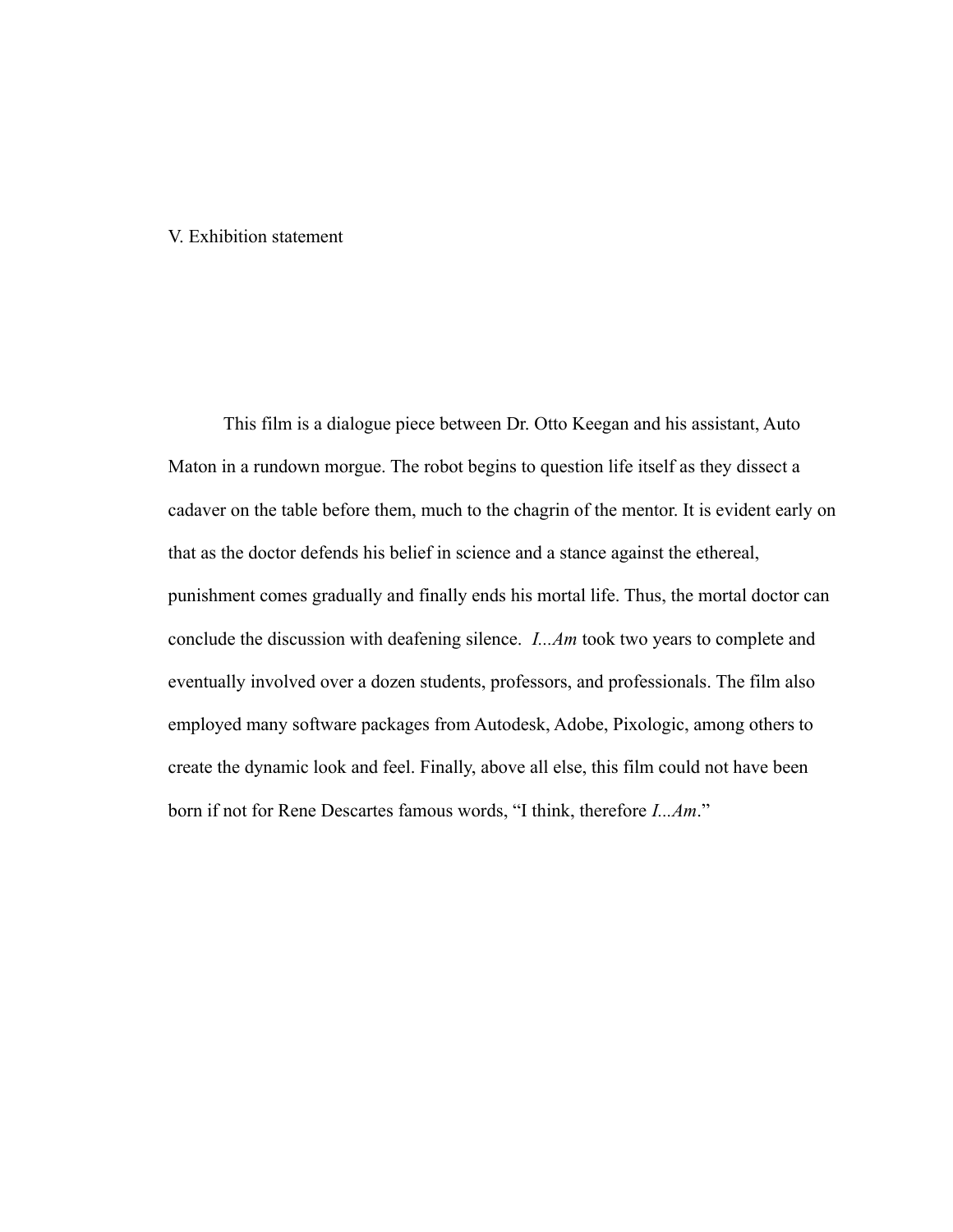## V. Exhibition statement

This film is a dialogue piece between Dr. Otto Keegan and his assistant, Auto Maton in a rundown morgue. The robot begins to question life itself as they dissect a cadaver on the table before them, much to the chagrin of the mentor. It is evident early on that as the doctor defends his belief in science and a stance against the ethereal, punishment comes gradually and finally ends his mortal life. Thus, the mortal doctor can conclude the discussion with deafening silence. *I...Am* took two years to complete and eventually involved over a dozen students, professors, and professionals. The film also employed many software packages from Autodesk, Adobe, Pixologic, among others to create the dynamic look and feel. Finally, above all else, this film could not have been born if not for Rene Descartes famous words, "I think, therefore *I...Am*."